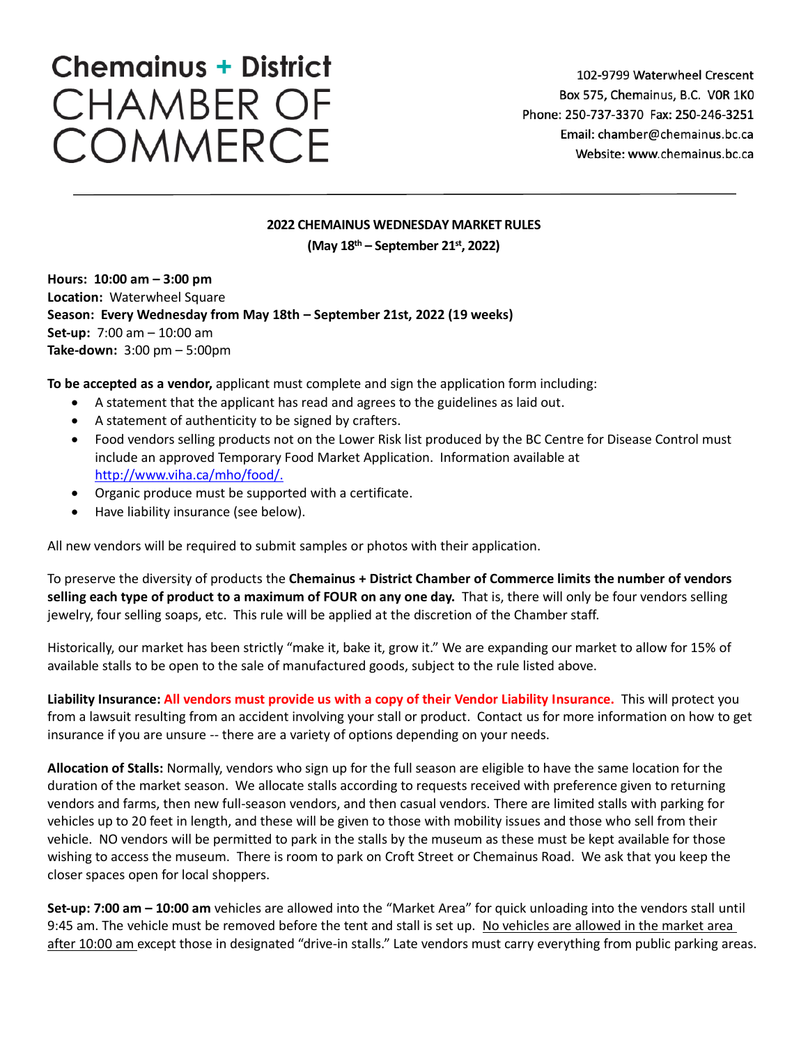# Chemainus + District CHAMBER OF COMMERCE

102-9799 Waterwheel Crescent
Box 575, Chemainus, B.C. V0R 1K0
Phone: 250-737-3370 Fax: 250-246-3251
Email: chamber@chemainus.bc.ca
Website: www.chemainus.bc.ca

---

## 2022 CHEMAINUS WEDNESDAY MARKET RULES
**(May 18th – September 21st, 2022)**

**Hours: 10:00 am – 3:00 pm**
**Location:** Waterwheel Square
**Season: Every Wednesday from May 18th – September 21st, 2022 (19 weeks)**
**Set-up:** 7:00 am – 10:00 am
**Take-down:** 3:00 pm – 5:00pm

**To be accepted as a vendor,** applicant must complete and sign the application form including:

- A statement that the applicant has read and agrees to the guidelines as laid out.
- A statement of authenticity to be signed by crafters.
- Food vendors selling products not on the Lower Risk list produced by the BC Centre for Disease Control must include an approved Temporary Food Market Application. Information available at http://www.viha.ca/mho/food/.
- Organic produce must be supported with a certificate.
- Have liability insurance (see below).

All new vendors will be required to submit samples or photos with their application.

To preserve the diversity of products the **Chemainus + District Chamber of Commerce limits the number of vendors selling each type of product to a maximum of FOUR on any one day.** That is, there will only be four vendors selling jewelry, four selling soaps, etc. This rule will be applied at the discretion of the Chamber staff.

Historically, our market has been strictly "make it, bake it, grow it." We are expanding our market to allow for 15% of available stalls to be open to the sale of manufactured goods, subject to the rule listed above.

**Liability Insurance:** **All vendors must provide us with a copy of their Vendor Liability Insurance.** This will protect you from a lawsuit resulting from an accident involving your stall or product. Contact us for more information on how to get insurance if you are unsure -- there are a variety of options depending on your needs.

**Allocation of Stalls:** Normally, vendors who sign up for the full season are eligible to have the same location for the duration of the market season. We allocate stalls according to requests received with preference given to returning vendors and farms, then new full-season vendors, and then casual vendors. There are limited stalls with parking for vehicles up to 20 feet in length, and these will be given to those with mobility issues and those who sell from their vehicle. NO vendors will be permitted to park in the stalls by the museum as these must be kept available for those wishing to access the museum. There is room to park on Croft Street or Chemainus Road. We ask that you keep the closer spaces open for local shoppers.

**Set-up: 7:00 am – 10:00 am** vehicles are allowed into the "Market Area" for quick unloading into the vendors stall until 9:45 am. The vehicle must be removed before the tent and stall is set up. No vehicles are allowed in the market area after 10:00 am except those in designated "drive-in stalls." Late vendors must carry everything from public parking areas.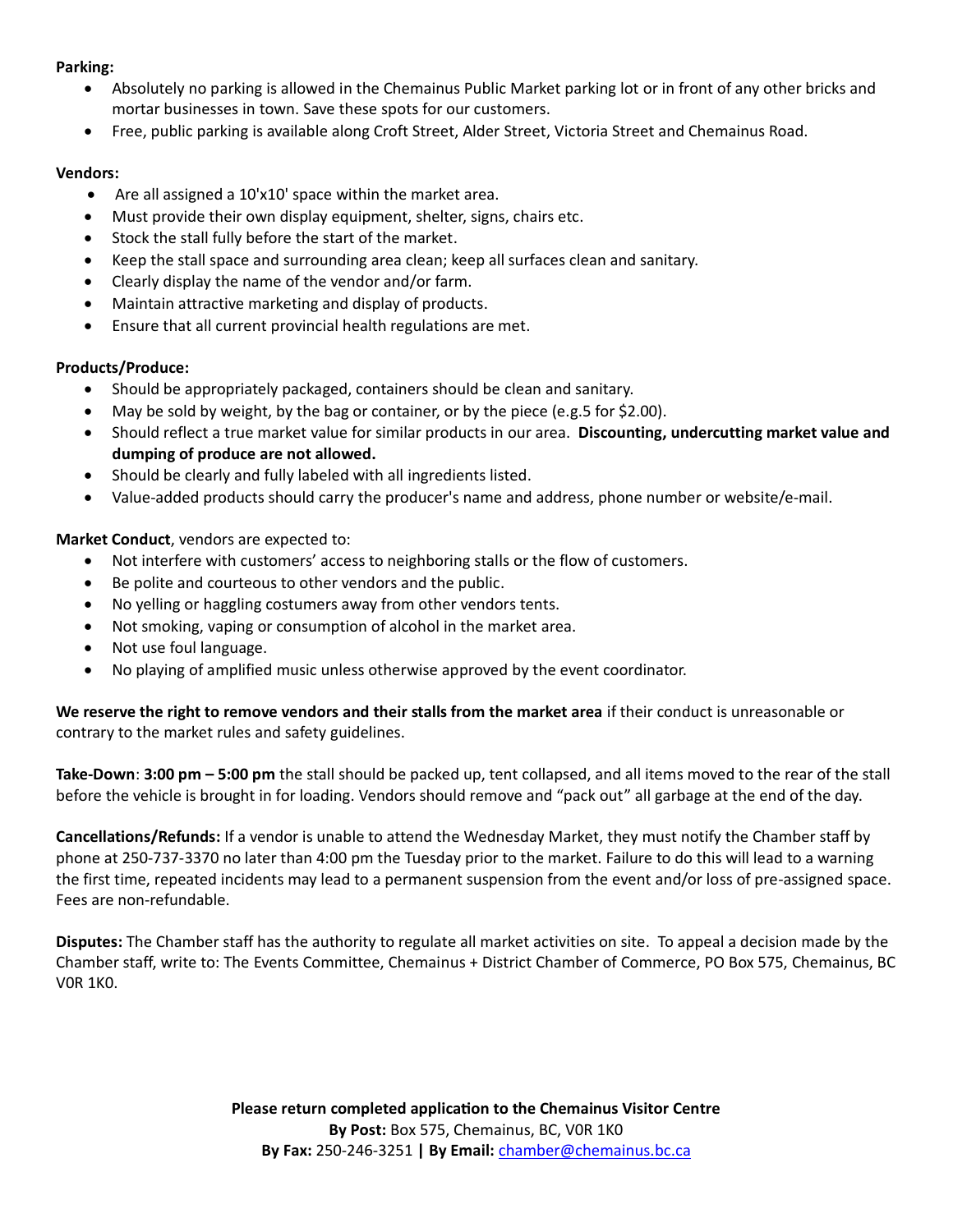**Parking:**

- Absolutely no parking is allowed in the Chemainus Public Market parking lot or in front of any other bricks and mortar businesses in town. Save these spots for our customers.
- Free, public parking is available along Croft Street, Alder Street, Victoria Street and Chemainus Road.

**Vendors:**

- Are all assigned a 10'x10' space within the market area.
- Must provide their own display equipment, shelter, signs, chairs etc.
- Stock the stall fully before the start of the market.
- Keep the stall space and surrounding area clean; keep all surfaces clean and sanitary.
- Clearly display the name of the vendor and/or farm.
- Maintain attractive marketing and display of products.
- Ensure that all current provincial health regulations are met.

**Products/Produce:**

- Should be appropriately packaged, containers should be clean and sanitary.
- May be sold by weight, by the bag or container, or by the piece (e.g.5 for $2.00).
- Should reflect a true market value for similar products in our area. **Discounting, undercutting market value and dumping of produce are not allowed.**
- Should be clearly and fully labeled with all ingredients listed.
- Value-added products should carry the producer's name and address, phone number or website/e-mail.

**Market Conduct**, vendors are expected to:

- Not interfere with customers' access to neighboring stalls or the flow of customers.
- Be polite and courteous to other vendors and the public.
- No yelling or haggling costumers away from other vendors tents.
- Not smoking, vaping or consumption of alcohol in the market area.
- Not use foul language.
- No playing of amplified music unless otherwise approved by the event coordinator.

**We reserve the right to remove vendors and their stalls from the market area** if their conduct is unreasonable or contrary to the market rules and safety guidelines.

**Take-Down**: **3:00 pm – 5:00 pm** the stall should be packed up, tent collapsed, and all items moved to the rear of the stall before the vehicle is brought in for loading. Vendors should remove and "pack out" all garbage at the end of the day.

**Cancellations/Refunds:** If a vendor is unable to attend the Wednesday Market, they must notify the Chamber staff by phone at 250-737-3370 no later than 4:00 pm the Tuesday prior to the market. Failure to do this will lead to a warning the first time, repeated incidents may lead to a permanent suspension from the event and/or loss of pre-assigned space. Fees are non-refundable.

**Disputes:** The Chamber staff has the authority to regulate all market activities on site. To appeal a decision made by the Chamber staff, write to: The Events Committee, Chemainus + District Chamber of Commerce, PO Box 575, Chemainus, BC V0R 1K0.

**Please return completed application to the Chemainus Visitor Centre**
**By Post:** Box 575, Chemainus, BC, V0R 1K0
**By Fax:** 250-246-3251 **|** **By Email:** chamber@chemainus.bc.ca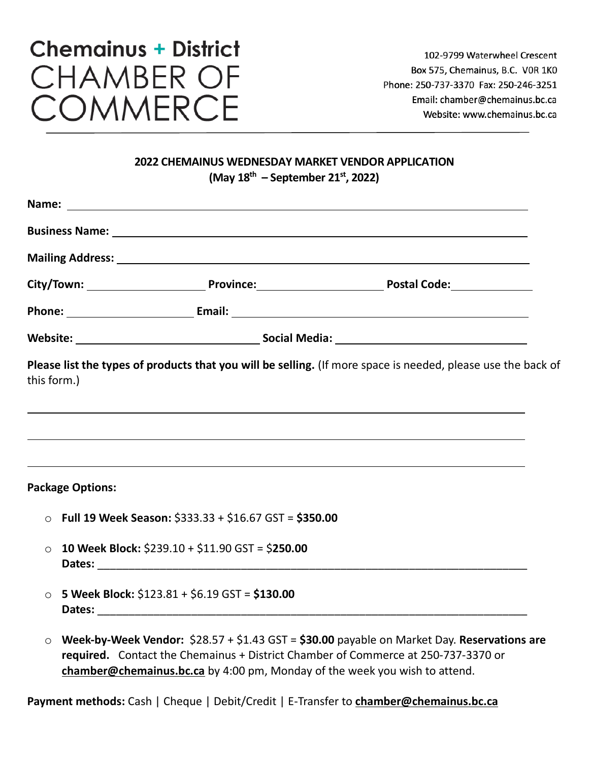# Chemainus + District CHAMBER OF COMMERCE

102-9799 Waterwheel Crescent
Box 575, Chemainus, B.C. V0R 1K0
Phone: 250-737-3370 Fax: 250-246-3251
Email: chamber@chemainus.bc.ca
Website: www.chemainus.bc.ca

## 2022 CHEMAINUS WEDNESDAY MARKET VENDOR APPLICATION

**(May 18th – September 21st, 2022)**

**Name:** ______________________________________________

**Business Name:** ______________________________________________

**Mailing Address:** ______________________________________________

**City/Town:** ____________________ **Province:** ____________________ **Postal Code:** ______________

**Phone:** ____________________ **Email:** ______________________________________________

**Website:** ______________________________ **Social Media:** ______________________________

**Please list the types of products that you will be selling.** (If more space is needed, please use the back of this form.)

______________________________________________________________________________

______________________________________________________________________________

______________________________________________________________________________

**Package Options:**

- **Full 19 Week Season:** $333.33 + $16.67 GST = **$350.00**
- **10 Week Block:** $239.10 + $11.90 GST = $**250.00**
  **Dates:** ______________________________________________________________________
- **5 Week Block:** $123.81 + $6.19 GST = **$130.00**
  **Dates:** ______________________________________________________________________
- **Week-by-Week Vendor:** $28.57 + $1.43 GST = **$30.00** payable on Market Day. **Reservations are required.** Contact the Chemainus + District Chamber of Commerce at 250-737-3370 or **chamber@chemainus.bc.ca** by 4:00 pm, Monday of the week you wish to attend.

**Payment methods:** Cash | Cheque | Debit/Credit | E-Transfer to **chamber@chemainus.bc.ca**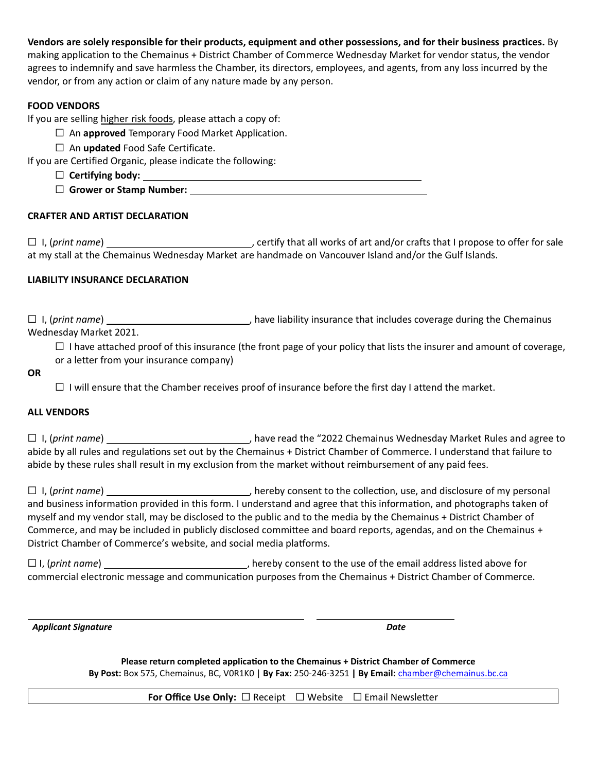**Vendors are solely responsible for their products, equipment and other possessions, and for their business practices.** By making application to the Chemainus + District Chamber of Commerce Wednesday Market for vendor status, the vendor agrees to indemnify and save harmless the Chamber, its directors, employees, and agents, from any loss incurred by the vendor, or from any action or claim of any nature made by any person.

**FOOD VENDORS**

If you are selling higher risk foods, please attach a copy of:

- ☐ An **approved** Temporary Food Market Application.
- ☐ An **updated** Food Safe Certificate.

If you are Certified Organic, please indicate the following:

- ☐ **Certifying body:** ______________________________
- ☐ **Grower or Stamp Number:** ______________________________

**CRAFTER AND ARTIST DECLARATION**

☐ I, (*print name*) ______________________, certify that all works of art and/or crafts that I propose to offer for sale at my stall at the Chemainus Wednesday Market are handmade on Vancouver Island and/or the Gulf Islands.

**LIABILITY INSURANCE DECLARATION**

☐ I, (*print name*) ______________________, have liability insurance that includes coverage during the Chemainus Wednesday Market 2021.

☐ I have attached proof of this insurance (the front page of your policy that lists the insurer and amount of coverage, or a letter from your insurance company)

**OR**

☐ I will ensure that the Chamber receives proof of insurance before the first day I attend the market.

**ALL VENDORS**

☐ I, (*print name*) ______________________, have read the "2022 Chemainus Wednesday Market Rules and agree to abide by all rules and regulations set out by the Chemainus + District Chamber of Commerce. I understand that failure to abide by these rules shall result in my exclusion from the market without reimbursement of any paid fees.

☐ I, (*print name*) ______________________, hereby consent to the collection, use, and disclosure of my personal and business information provided in this form. I understand and agree that this information, and photographs taken of myself and my vendor stall, may be disclosed to the public and to the media by the Chemainus + District Chamber of Commerce, and may be included in publicly disclosed committee and board reports, agendas, and on the Chemainus + District Chamber of Commerce's website, and social media platforms.

☐ I, (*print name*) ______________________, hereby consent to the use of the email address listed above for commercial electronic message and communication purposes from the Chemainus + District Chamber of Commerce.

______________________________ ______________________

***Applicant Signature*** ***Date***

**Please return completed application to the Chemainus + District Chamber of Commerce**

**By Post:** Box 575, Chemainus, BC, V0R1K0 | **By Fax:** 250-246-3251 **| By Email:** chamber@chemainus.bc.ca

**For Office Use Only:** ☐ Receipt ☐ Website ☐ Email Newsletter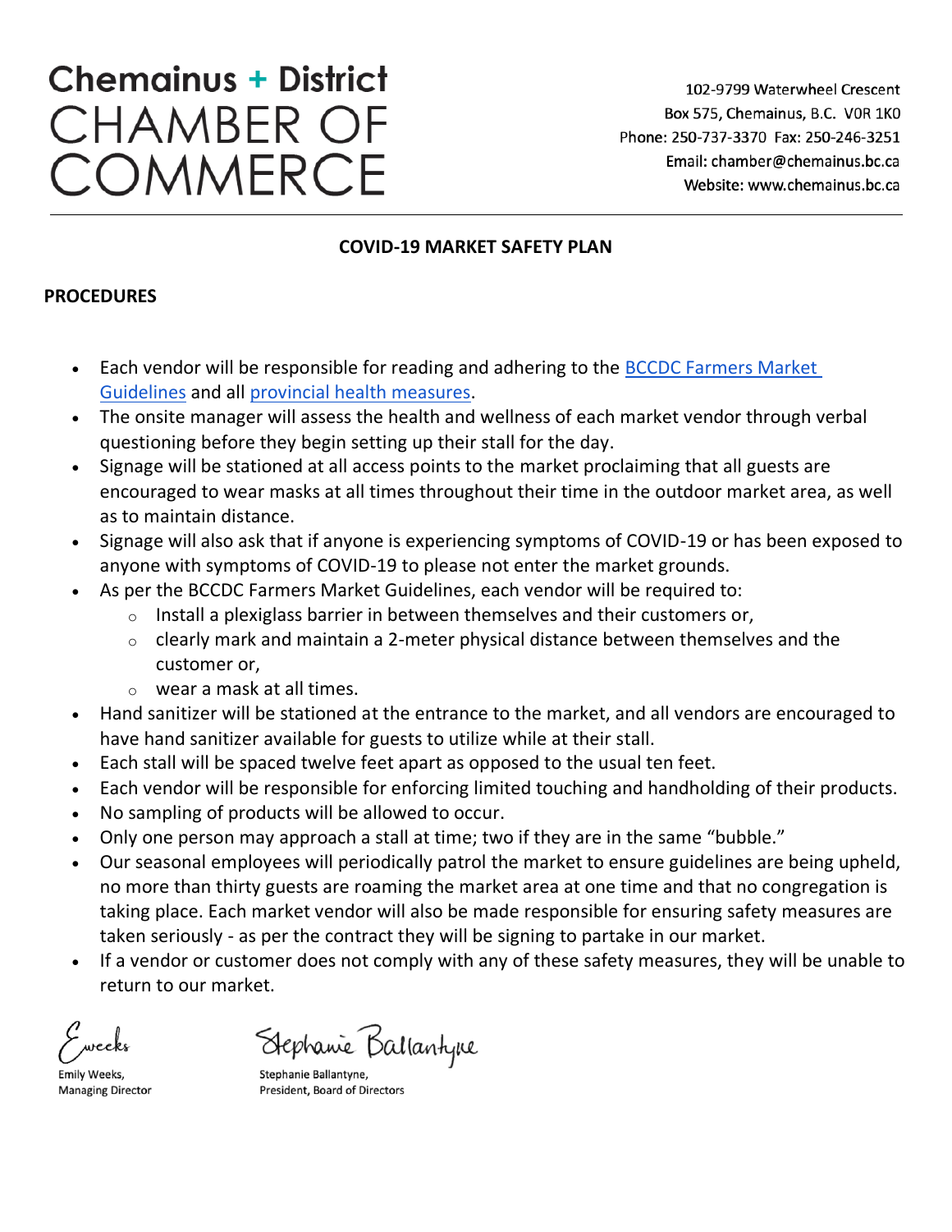# Chemainus + District CHAMBER OF COMMERCE

102-9799 Waterwheel Crescent
Box 575, Chemainus, B.C. V0R 1K0
Phone: 250-737-3370 Fax: 250-246-3251
Email: chamber@chemainus.bc.ca
Website: www.chemainus.bc.ca

---

## COVID-19 MARKET SAFETY PLAN

### PROCEDURES

- Each vendor will be responsible for reading and adhering to the BCCDC Farmers Market Guidelines and all provincial health measures.
- The onsite manager will assess the health and wellness of each market vendor through verbal questioning before they begin setting up their stall for the day.
- Signage will be stationed at all access points to the market proclaiming that all guests are encouraged to wear masks at all times throughout their time in the outdoor market area, as well as to maintain distance.
- Signage will also ask that if anyone is experiencing symptoms of COVID-19 or has been exposed to anyone with symptoms of COVID-19 to please not enter the market grounds.
- As per the BCCDC Farmers Market Guidelines, each vendor will be required to:
    - Install a plexiglass barrier in between themselves and their customers or,
    - clearly mark and maintain a 2-meter physical distance between themselves and the customer or,
    - wear a mask at all times.
- Hand sanitizer will be stationed at the entrance to the market, and all vendors are encouraged to have hand sanitizer available for guests to utilize while at their stall.
- Each stall will be spaced twelve feet apart as opposed to the usual ten feet.
- Each vendor will be responsible for enforcing limited touching and handholding of their products.
- No sampling of products will be allowed to occur.
- Only one person may approach a stall at time; two if they are in the same "bubble."
- Our seasonal employees will periodically patrol the market to ensure guidelines are being upheld, no more than thirty guests are roaming the market area at one time and that no congregation is taking place. Each market vendor will also be made responsible for ensuring safety measures are taken seriously - as per the contract they will be signing to partake in our market.
- If a vendor or customer does not comply with any of these safety measures, they will be unable to return to our market.

EWeeks
Emily Weeks,
Managing Director

Stephanie Ballantyne
Stephanie Ballantyne,
President, Board of Directors